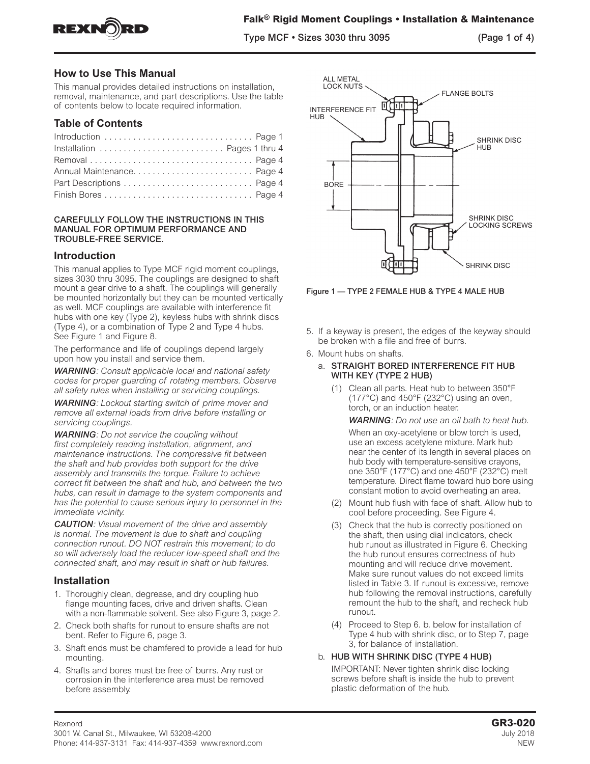# Falk® Rigid Moment Couplings • Installation & Maintenance

Type MCF • Sizes 3030 thru 3095

## How to Use This Manual

This manual provides detailed instructions on installation, removal, maintenance, and part descriptions. Use the table of contents below to locate required information.

## Table of Contents

Introduction . . . . . . . . . . . . . . . . . . . . . . . . . . . . . . . Page 1
Installation . . . . . . . . . . . . . . . . . . . . . . . . . . Pages 1 thru 4
Removal . . . . . . . . . . . . . . . . . . . . . . . . . . . . . . . . . . Page 4
Annual Maintenance. . . . . . . . . . . . . . . . . . . . . . . . . Page 4
Part Descriptions . . . . . . . . . . . . . . . . . . . . . . . . . . . Page 4
Finish Bores . . . . . . . . . . . . . . . . . . . . . . . . . . . . . . . Page 4

**CAREFULLY FOLLOW THE INSTRUCTIONS IN THIS MANUAL FOR OPTIMUM PERFORMANCE AND TROUBLE-FREE SERVICE.**

## Introduction

This manual applies to Type MCF rigid moment couplings, sizes 3030 thru 3095. The couplings are designed to shaft mount a gear drive to a shaft. The couplings will generally be mounted horizontally but they can be mounted vertically as well. MCF couplings are available with interference fit hubs with one key (Type 2), keyless hubs with shrink discs (Type 4), or a combination of Type 2 and Type 4 hubs. See Figure 1 and Figure 8.

The performance and life of couplings depend largely upon how you install and service them.

***WARNING****: Consult applicable local and national safety codes for proper guarding of rotating members. Observe all safety rules when installing or servicing couplings.*

***WARNING****: Lockout starting switch of prime mover and remove all external loads from drive before installing or servicing couplings.*

***WARNING****: Do not service the coupling without first completely reading installation, alignment, and maintenance instructions. The compressive fit between the shaft and hub provides both support for the drive assembly and transmits the torque. Failure to achieve correct fit between the shaft and hub, and between the two hubs, can result in damage to the system components and has the potential to cause serious injury to personnel in the immediate vicinity.*

***CAUTION****: Visual movement of the drive and assembly is normal. The movement is due to shaft and coupling connection runout. DO NOT restrain this movement; to do so will adversely load the reducer low-speed shaft and the connected shaft, and may result in shaft or hub failures.*

## Installation

1. Thoroughly clean, degrease, and dry coupling hub flange mounting faces, drive and driven shafts. Clean with a non-flammable solvent. See also Figure 3, page 2.
2. Check both shafts for runout to ensure shafts are not bent. Refer to Figure 6, page 3.
3. Shaft ends must be chamfered to provide a lead for hub mounting.
4. Shafts and bores must be free of burrs. Any rust or corrosion in the interference area must be removed before assembly.

ALL METAL LOCK NUTS — FLANGE BOLTS — INTERFERENCE FIT HUB — SHRINK DISC HUB — BORE — SHRINK DISC LOCKING SCREWS — SHRINK DISC

Figure 1 — TYPE 2 FEMALE HUB & TYPE 4 MALE HUB

5. If a keyway is present, the edges of the keyway should be broken with a file and free of burrs.
6. Mount hubs on shafts.

   a. **STRAIGHT BORED INTERFERENCE FIT HUB WITH KEY (TYPE 2 HUB)**

      (1) Clean all parts. Heat hub to between 350°F (177°C) and 450°F (232°C) using an oven, torch, or an induction heater.

      ***WARNING****: Do not use an oil bath to heat hub.*

      When an oxy-acetylene or blow torch is used, use an excess acetylene mixture. Mark hub near the center of its length in several places on hub body with temperature-sensitive crayons, one 350°F (177°C) and one 450°F (232°C) melt temperature. Direct flame toward hub bore using constant motion to avoid overheating an area.

      (2) Mount hub flush with face of shaft. Allow hub to cool before proceeding. See Figure 4.

      (3) Check that the hub is correctly positioned on the shaft, then using dial indicators, check hub runout as illustrated in Figure 6. Checking the hub runout ensures correctness of hub mounting and will reduce drive movement. Make sure runout values do not exceed limits listed in Table 3. If runout is excessive, remove hub following the removal instructions, carefully remount the hub to the shaft, and recheck hub runout.

      (4) Proceed to Step 6. b. below for installation of Type 4 hub with shrink disc, or to Step 7, page 3, for balance of installation.

   b. **HUB WITH SHRINK DISC (TYPE 4 HUB)**

      IMPORTANT: Never tighten shrink disc locking screws before shaft is inside the hub to prevent plastic deformation of the hub.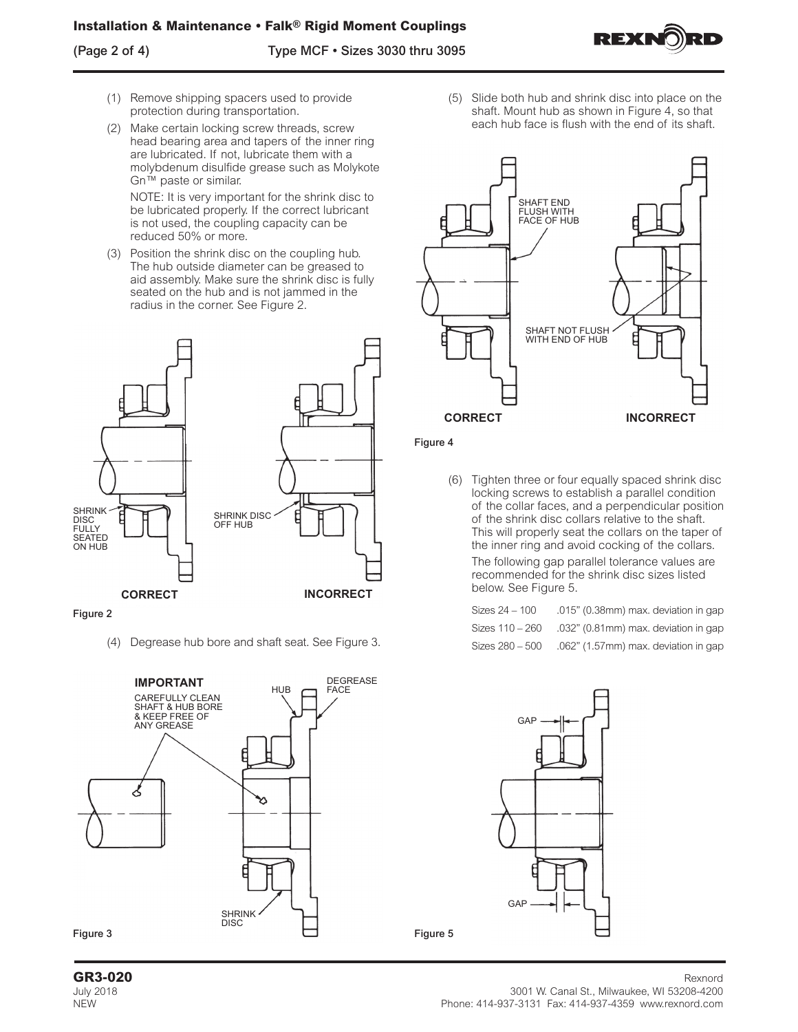(1) Remove shipping spacers used to provide protection during transportation.

(2) Make certain locking screw threads, screw head bearing area and tapers of the inner ring are lubricated. If not, lubricate them with a molybdenum disulfide grease such as Molykote Gn™ paste or similar.

NOTE: It is very important for the shrink disc to be lubricated properly. If the correct lubricant is not used, the coupling capacity can be reduced 50% or more.

(3) Position the shrink disc on the coupling hub. The hub outside diameter can be greased to aid assembly. Make sure the shrink disc is fully seated on the hub and is not jammed in the radius in the corner. See Figure 2.

SHRINK DISC FULLY SEATED ON HUB

SHRINK DISC OFF HUB

CORRECT INCORRECT

Figure 2

(4) Degrease hub bore and shaft seat. See Figure 3.

IMPORTANT
CAREFULLY CLEAN SHAFT & HUB BORE & KEEP FREE OF ANY GREASE

HUB

DEGREASE FACE

SHRINK DISC

Figure 3

(5) Slide both hub and shrink disc into place on the shaft. Mount hub as shown in Figure 4, so that each hub face is flush with the end of its shaft.

SHAFT END FLUSH WITH FACE OF HUB

SHAFT NOT FLUSH WITH END OF HUB

CORRECT INCORRECT

Figure 4

(6) Tighten three or four equally spaced shrink disc locking screws to establish a parallel condition of the collar faces, and a perpendicular position of the shrink disc collars relative to the shaft. This will properly seat the collars on the taper of the inner ring and avoid cocking of the collars.

The following gap parallel tolerance values are recommended for the shrink disc sizes listed below. See Figure 5.

| | |
|---|---|
| Sizes 24 – 100 | .015" (0.38mm) max. deviation in gap |
| Sizes 110 – 260 | .032" (0.81mm) max. deviation in gap |
| Sizes 280 – 500 | .062" (1.57mm) max. deviation in gap |

GAP

GAP

Figure 5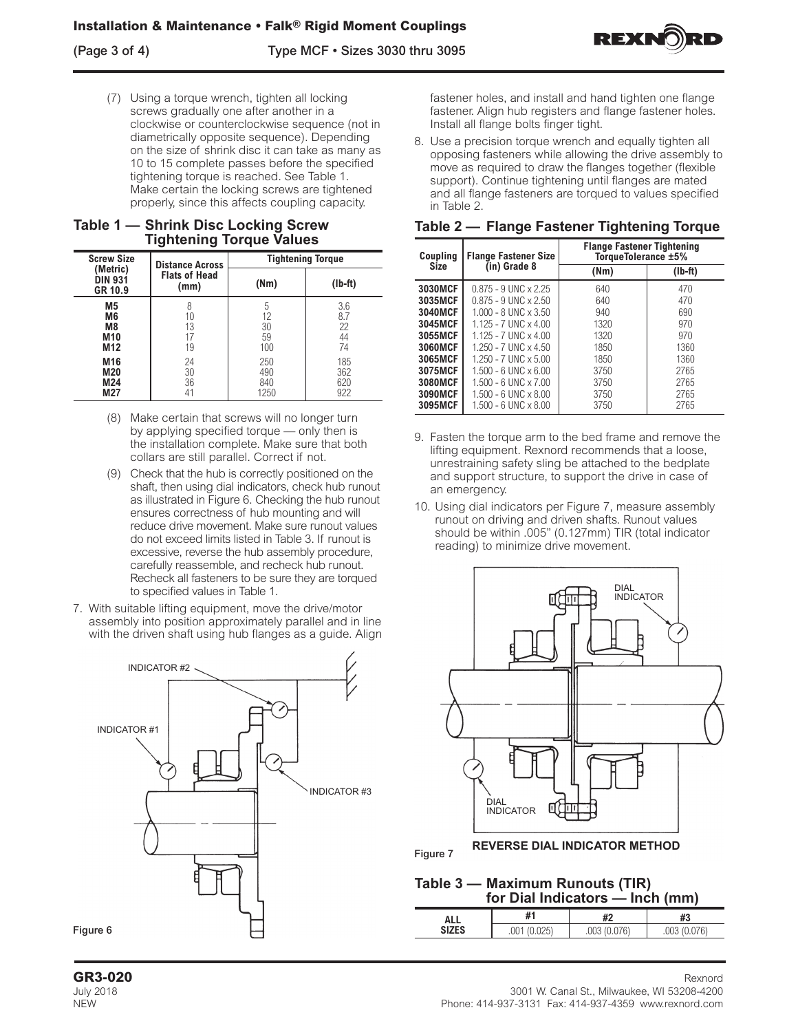(7) Using a torque wrench, tighten all locking screws gradually one after another in a clockwise or counterclockwise sequence (not in diametrically opposite sequence). Depending on the size of shrink disc it can take as many as 10 to 15 complete passes before the specified tightening torque is reached. See Table 1. Make certain the locking screws are tightened properly, since this affects coupling capacity.

### Table 1 — Shrink Disc Locking Screw Tightening Torque Values

| Screw Size (Metric) DIN 931 GR 10.9 | Distance Across Flats of Head (mm) | Tightening Torque | |
|---|---|---|---|
| | | (Nm) | (lb-ft) |
| M5 | 8 | 5 | 3.6 |
| M6 | 10 | 12 | 8.7 |
| M8 | 13 | 30 | 22 |
| M10 | 17 | 59 | 44 |
| M12 | 19 | 100 | 74 |
| M16 | 24 | 250 | 185 |
| M20 | 30 | 490 | 362 |
| M24 | 36 | 840 | 620 |
| M27 | 41 | 1250 | 922 |

(8) Make certain that screws will no longer turn by applying specified torque — only then is the installation complete. Make sure that both collars are still parallel. Correct if not.

(9) Check that the hub is correctly positioned on the shaft, then using dial indicators, check hub runout as illustrated in Figure 6. Checking the hub runout ensures correctness of hub mounting and will reduce drive movement. Make sure runout values do not exceed limits listed in Table 3. If runout is excessive, reverse the hub assembly procedure, carefully reassemble, and recheck hub runout. Recheck all fasteners to be sure they are torqued to specified values in Table 1.

7. With suitable lifting equipment, move the drive/motor assembly into position approximately parallel and in line with the driven shaft using hub flanges as a guide. Align fastener holes, and install and hand tighten one flange fastener. Align hub registers and flange fastener holes. Install all flange bolts finger tight.

8. Use a precision torque wrench and equally tighten all opposing fasteners while allowing the drive assembly to move as required to draw the flanges together (flexible support). Continue tightening until flanges are mated and all flange fasteners are torqued to values specified in Table 2.

INDICATOR #2

INDICATOR #1

INDICATOR #3

Figure 6

### Table 2 — Flange Fastener Tightening Torque

| Coupling Size | Flange Fastener Size (in) Grade 8 | Flange Fastener Tightening Torque Tolerance ±5% | |
|---|---|---|---|
| | | (Nm) | (lb-ft) |
| 3030MCF | 0.875 - 9 UNC x 2.25 | 640 | 470 |
| 3035MCF | 0.875 - 9 UNC x 2.50 | 640 | 470 |
| 3040MCF | 1.000 - 8 UNC x 3.50 | 940 | 690 |
| 3045MCF | 1.125 - 7 UNC x 4.00 | 1320 | 970 |
| 3055MCF | 1.125 - 7 UNC x 4.00 | 1320 | 970 |
| 3060MCF | 1.250 - 7 UNC x 4.50 | 1850 | 1360 |
| 3065MCF | 1.250 - 7 UNC x 5.00 | 1850 | 1360 |
| 3075MCF | 1.500 - 6 UNC x 6.00 | 3750 | 2765 |
| 3080MCF | 1.500 - 6 UNC x 7.00 | 3750 | 2765 |
| 3090MCF | 1.500 - 6 UNC x 8.00 | 3750 | 2765 |
| 3095MCF | 1.500 - 6 UNC x 8.00 | 3750 | 2765 |

9. Fasten the torque arm to the bed frame and remove the lifting equipment. Rexnord recommends that a loose, unrestraining safety sling be attached to the bedplate and support structure, to support the drive in case of an emergency.

10. Using dial indicators per Figure 7, measure assembly runout on driving and driven shafts. Runout values should be within .005" (0.127mm) TIR (total indicator reading) to minimize drive movement.

DIAL INDICATOR

DIAL INDICATOR

Figure 7 REVERSE DIAL INDICATOR METHOD

### Table 3 — Maximum Runouts (TIR) for Dial Indicators — Inch (mm)

| ALL SIZES | #1 | #2 | #3 |
|---|---|---|---|
| | .001 (0.025) | .003 (0.076) | .003 (0.076) |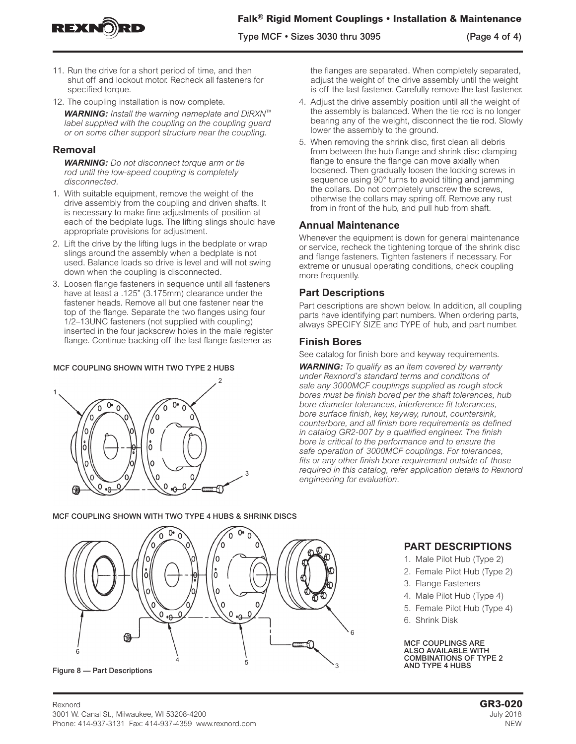11. Run the drive for a short period of time, and then shut off and lockout motor. Recheck all fasteners for specified torque.
12. The coupling installation is now complete.

    ***WARNING:*** *Install the warning nameplate and DiRXN™ label supplied with the coupling on the coupling guard or on some other support structure near the coupling.*

## Removal

***WARNING:*** *Do not disconnect torque arm or tie rod until the low-speed coupling is completely disconnected.*

1. With suitable equipment, remove the weight of the drive assembly from the coupling and driven shafts. It is necessary to make fine adjustments of position at each of the bedplate lugs. The lifting slings should have appropriate provisions for adjustment.
2. Lift the drive by the lifting lugs in the bedplate or wrap slings around the assembly when a bedplate is not used. Balance loads so drive is level and will not swing down when the coupling is disconnected.
3. Loosen flange fasteners in sequence until all fasteners have at least a .125" (3.175mm) clearance under the fastener heads. Remove all but one fastener near the top of the flange. Separate the two flanges using four 1/2–13UNC fasteners (not supplied with coupling) inserted in the four jackscrew holes in the male register flange. Continue backing off the last flange fastener as the flanges are separated. When completely separated, adjust the weight of the drive assembly until the weight is off the last fastener. Carefully remove the last fastener.
4. Adjust the drive assembly position until all the weight of the assembly is balanced. When the tie rod is no longer bearing any of the weight, disconnect the tie rod. Slowly lower the assembly to the ground.
5. When removing the shrink disc, first clean all debris from between the hub flange and shrink disc clamping flange to ensure the flange can move axially when loosened. Then gradually loosen the locking screws in sequence using 90° turns to avoid tilting and jamming the collars. Do not completely unscrew the screws, otherwise the collars may spring off. Remove any rust from in front of the hub, and pull hub from shaft.

## Annual Maintenance

Whenever the equipment is down for general maintenance or service, recheck the tightening torque of the shrink disc and flange fasteners. Tighten fasteners if necessary. For extreme or unusual operating conditions, check coupling more frequently.

## Part Descriptions

Part descriptions are shown below. In addition, all coupling parts have identifying part numbers. When ordering parts, always SPECIFY SIZE and TYPE of hub, and part number.

## Finish Bores

See catalog for finish bore and keyway requirements.

***WARNING:*** *To qualify as an item covered by warranty under Rexnord's standard terms and conditions of sale any 3000MCF couplings supplied as rough stock bores must be finish bored per the shaft tolerances, hub bore diameter tolerances, interference fit tolerances, bore surface finish, key, keyway, runout, countersink, counterbore, and all finish bore requirements as defined in catalog GR2-007 by a qualified engineer. The finish bore is critical to the performance and to ensure the safe operation of 3000MCF couplings. For tolerances, fits or any other finish bore requirement outside of those required in this catalog, refer application details to Rexnord engineering for evaluation.*

MCF COUPLING SHOWN WITH TWO TYPE 2 HUBS

1
2
3

MCF COUPLING SHOWN WITH TWO TYPE 4 HUBS & SHRINK DISCS

6
4
5
6
3

Figure 8 — Part Descriptions

## PART DESCRIPTIONS

1. Male Pilot Hub (Type 2)
2. Female Pilot Hub (Type 2)
3. Flange Fasteners
4. Male Pilot Hub (Type 4)
5. Female Pilot Hub (Type 4)
6. Shrink Disk

MCF COUPLINGS ARE ALSO AVAILABLE WITH COMBINATIONS OF TYPE 2 AND TYPE 4 HUBS

Rexnord
3001 W. Canal St., Milwaukee, WI 53208-4200
Phone: 414-937-3131 Fax: 414-937-4359 www.rexnord.com

GR3-020
July 2018
NEW